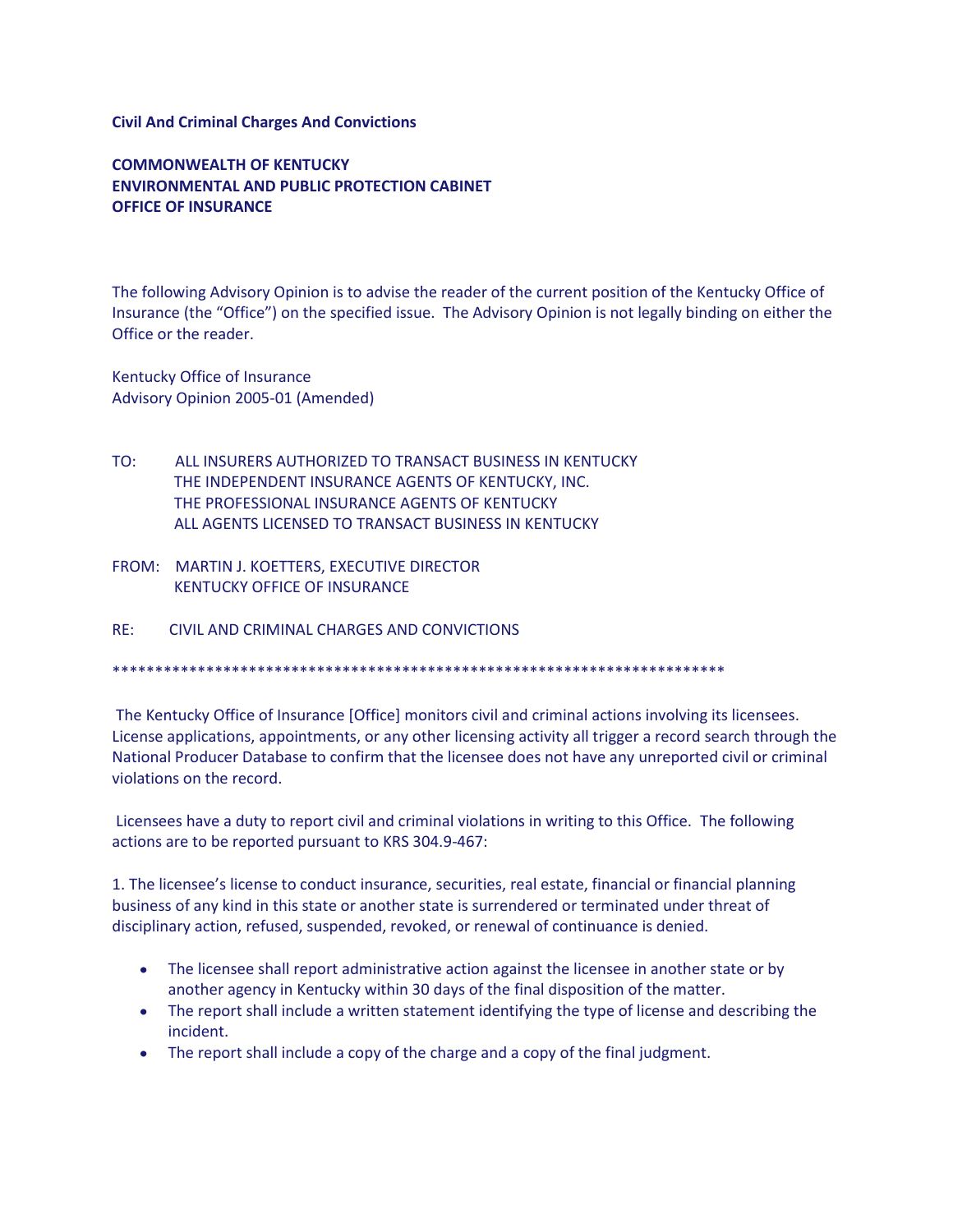**Civil And Criminal Charges And Convictions**

**COMMONWEALTH OF KENTUCKY**
**ENVIRONMENTAL AND PUBLIC PROTECTION CABINET**
**OFFICE OF INSURANCE**

The following Advisory Opinion is to advise the reader of the current position of the Kentucky Office of Insurance (the "Office") on the specified issue. The Advisory Opinion is not legally binding on either the Office or the reader.

Kentucky Office of Insurance
Advisory Opinion 2005-01 (Amended)

TO: ALL INSURERS AUTHORIZED TO TRANSACT BUSINESS IN KENTUCKY
THE INDEPENDENT INSURANCE AGENTS OF KENTUCKY, INC.
THE PROFESSIONAL INSURANCE AGENTS OF KENTUCKY
ALL AGENTS LICENSED TO TRANSACT BUSINESS IN KENTUCKY

FROM: MARTIN J. KOETTERS, EXECUTIVE DIRECTOR
KENTUCKY OFFICE OF INSURANCE

RE: CIVIL AND CRIMINAL CHARGES AND CONVICTIONS

*************************************************************************

The Kentucky Office of Insurance [Office] monitors civil and criminal actions involving its licensees. License applications, appointments, or any other licensing activity all trigger a record search through the National Producer Database to confirm that the licensee does not have any unreported civil or criminal violations on the record.

Licensees have a duty to report civil and criminal violations in writing to this Office. The following actions are to be reported pursuant to KRS 304.9-467:

1. The licensee's license to conduct insurance, securities, real estate, financial or financial planning business of any kind in this state or another state is surrendered or terminated under threat of disciplinary action, refused, suspended, revoked, or renewal of continuance is denied.

- The licensee shall report administrative action against the licensee in another state or by another agency in Kentucky within 30 days of the final disposition of the matter.
- The report shall include a written statement identifying the type of license and describing the incident.
- The report shall include a copy of the charge and a copy of the final judgment.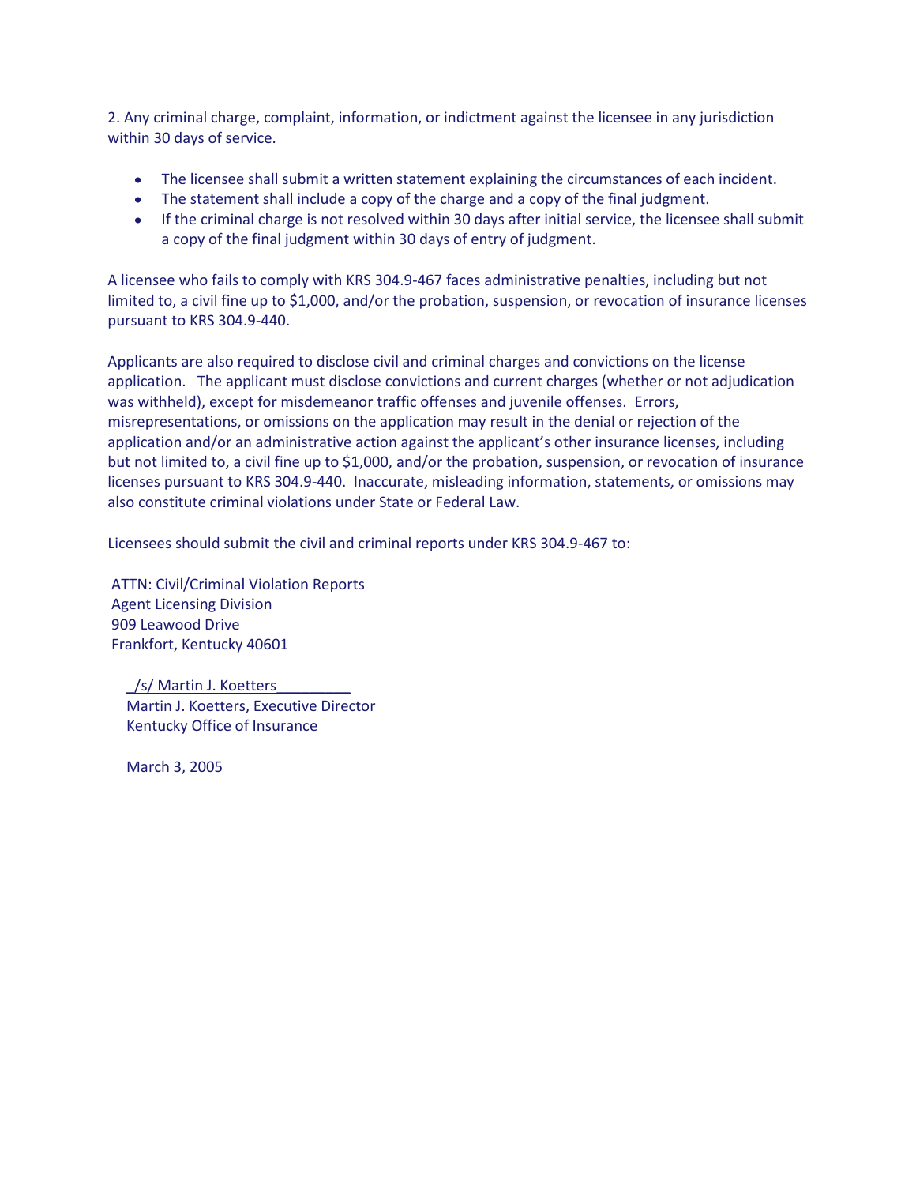2. Any criminal charge, complaint, information, or indictment against the licensee in any jurisdiction within 30 days of service.

- The licensee shall submit a written statement explaining the circumstances of each incident.
- The statement shall include a copy of the charge and a copy of the final judgment.
- If the criminal charge is not resolved within 30 days after initial service, the licensee shall submit a copy of the final judgment within 30 days of entry of judgment.

A licensee who fails to comply with KRS 304.9-467 faces administrative penalties, including but not limited to, a civil fine up to $1,000, and/or the probation, suspension, or revocation of insurance licenses pursuant to KRS 304.9-440.

Applicants are also required to disclose civil and criminal charges and convictions on the license application. The applicant must disclose convictions and current charges (whether or not adjudication was withheld), except for misdemeanor traffic offenses and juvenile offenses. Errors, misrepresentations, or omissions on the application may result in the denial or rejection of the application and/or an administrative action against the applicant's other insurance licenses, including but not limited to, a civil fine up to $1,000, and/or the probation, suspension, or revocation of insurance licenses pursuant to KRS 304.9-440. Inaccurate, misleading information, statements, or omissions may also constitute criminal violations under State or Federal Law.

Licensees should submit the civil and criminal reports under KRS 304.9-467 to:

ATTN: Civil/Criminal Violation Reports
Agent Licensing Division
909 Leawood Drive
Frankfort, Kentucky 40601

_/s/ Martin J. Koetters_________
Martin J. Koetters, Executive Director
Kentucky Office of Insurance

March 3, 2005